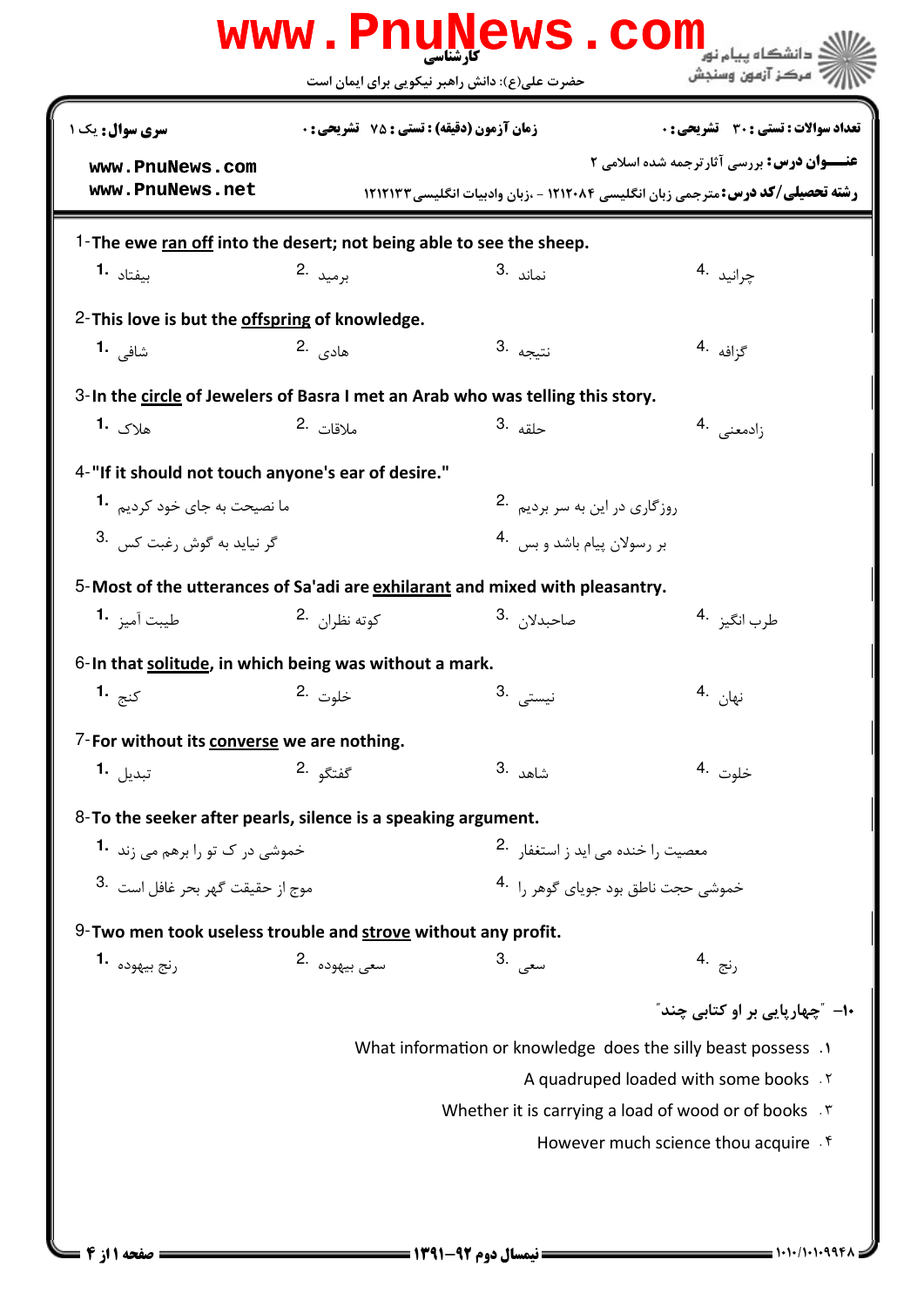حضرت علی(ع): دانش راهبر نیکویی برای ایمان است

کارشناسی

**سری سوال:** یک ۱ | **زمان آزمون (دقیقه) : تستی :** ۷۵ **تشریحی :** ۰ | **تعداد سوالات : تستی :** ۳۰ **تشریحی :** ۰

**عنـــوان درس:** بررسی آثارترجمه شده اسلامی ۲

**رشته تحصیلی/کد درس:** مترجمی زبان انگلیسی ۱۲۱۲۰۸۴ - ،زبان وادبیات انگلیسی ۱۲۱۲۱۳۳

1-The ewe <u>ran off</u> into the desert; not being able to see the sheep.

1. بیفتاد
2. برمید
3. نماند
4. چرانید

2-This love is but the <u>offspring</u> of knowledge.

1. شافی
2. هادی
3. نتیجه
4. گزافه

3-In the <u>circle</u> of Jewelers of Basra I met an Arab who was telling this story.

1. هلاک
2. ملاقات
3. حلقه
4. زادمعنی

4-"If it should not touch anyone's ear of desire."

1. ما نصیحت به جای خود کردیم
2. روزگاری در این به سر بردیم
3. گر نیاید به گوش رغبت کس
4. بر رسولان پیام باشد و بس

5-Most of the utterances of Sa'adi are <u>exhilarant</u> and mixed with pleasantry.

1. طیبت آمیز
2. کوته نظران
3. صاحبدلان
4. طرب انگیز

6-In that <u>solitude</u>, in which being was without a mark.

1. کنج
2. خلوت
3. نیستی
4. نهان

7-For without its <u>converse</u> we are nothing.

1. تبدیل
2. گفتگو
3. شاهد
4. خلوت

8-To the seeker after pearls, silence is a speaking argument.

1. خموشی در ک تو را برهم می زند
2. معصیت را خنده می اید ز استغفار
3. موج از حقیقت گهر بحر غافل است
4. خموشی حجت ناطق بود جویای گوهر را

9-Two men took useless trouble and <u>strove</u> without any profit.

1. رنج بیهوده
2. سعی بیهوده
3. سعی
4. رنج

۱۰- "چهارپایی بر او کتابی چند"

۱. What information or knowledge does the silly beast possess
۲. A quadruped loaded with some books
۳. Whether it is carrying a load of wood or of books
۴. However much science thou acquire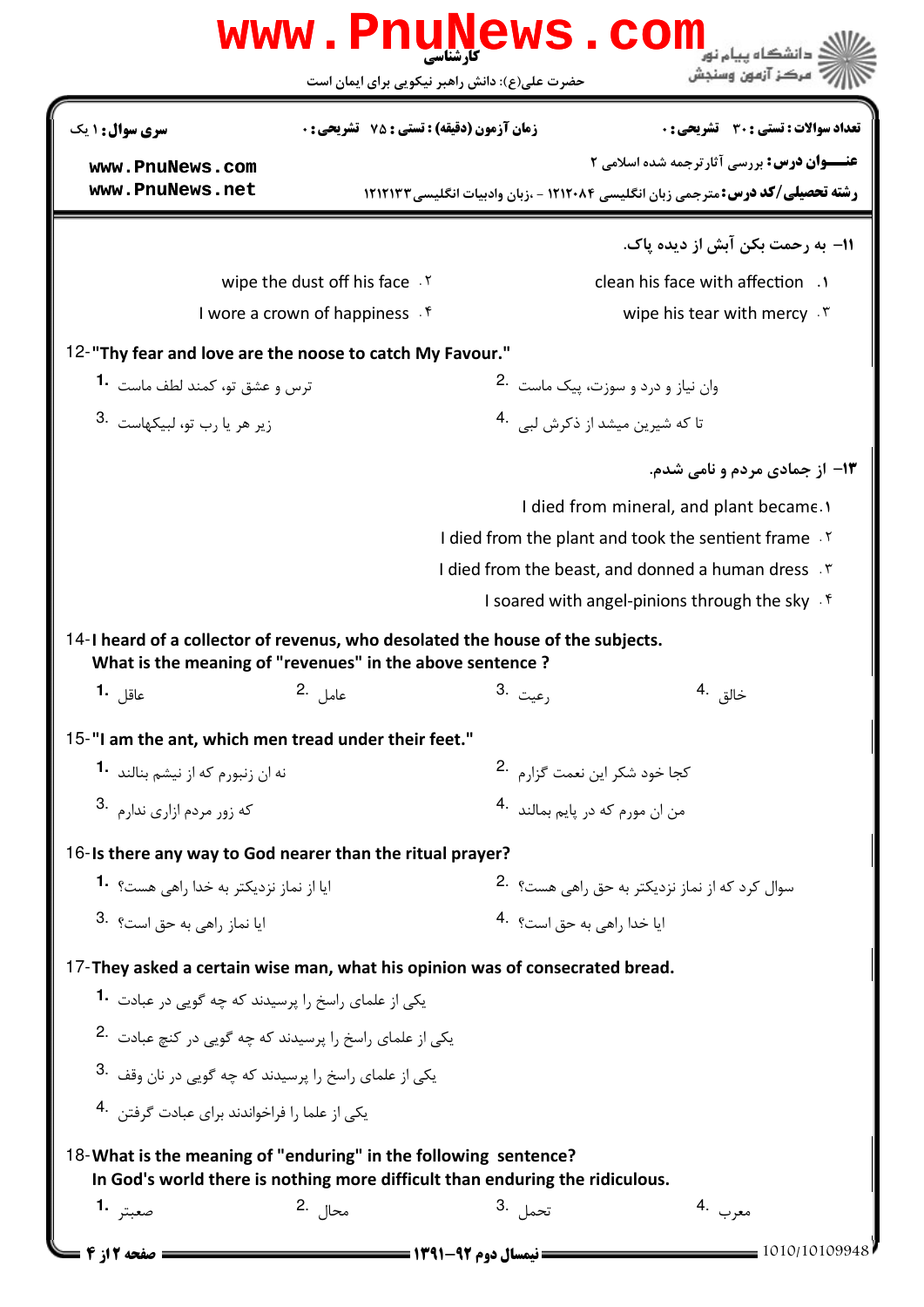سری سوال: ۱ یک

زمان آزمون (دقیقه): تستی: ۷۵ تشریحی: ۰

تعداد سوالات: تستی: ۳۰ تشریحی: ۰

**عنوان درس:** بررسی آثارترجمه شده اسلامی ۲

**رشته تحصیلی/کد درس:** مترجمی زبان انگلیسی ۱۲۱۲۰۸۴ - ،زبان وادبیات انگلیسی ۱۲۱۲۱۳۳

**۱۱- به رحمت بکن آبش از دیده پاک.**

1. clean his face with affection
2. wipe the dust off his face
3. wipe his tear with mercy
4. I wore a crown of happiness

**12-"Thy fear and love are the noose to catch My Favour."**

1. ترس و عشق تو، کمند لطف ماست
2. وان نیاز و درد و سوزت، پیک ماست
3. زیر هر یا رب تو، لبیکهاست
4. تا که شیرین میشد از ذکرش لبی

**۱۳- از جمادی مردم و نامی شدم.**

1. I died from mineral, and plant became
2. I died from the plant and took the sentient frame
3. I died from the beast, and donned a human dress
4. I soared with angel-pinions through the sky

**14-I heard of a collector of revenus, who desolated the house of the subjects.**
**What is the meaning of "revenues" in the above sentence ?**

1. عاقل
2. عامل
3. رعیت
4. خالق

**15-"I am the ant, which men tread under their feet."**

1. نه ان زنبورم که از نیشم بنالند
2. کجا خود شکر این نعمت گزارم
3. که زور مردم ازاری ندارم
4. من ان مورم که در پایم بمالند

**16-Is there any way to God nearer than the ritual prayer?**

1. ایا از نماز نزدیکتر به خدا راهی هست؟
2. سوال کرد که از نماز نزدیکتر به حق راهی هست؟
3. ایا نماز راهی به حق است؟
4. ایا خدا راهی به حق است؟

**17-They asked a certain wise man, what his opinion was of consecrated bread.**

1. یکی از علمای راسخ را پرسیدند که چه گویی در عبادت
2. یکی از علمای راسخ را پرسیدند که چه گویی در کنج عبادت
3. یکی از علمای راسخ را پرسیدند که چه گویی در نان وقف
4. یکی از علما را فراخواندند برای عبادت گرفتن

**18-What is the meaning of "enduring" in the following sentence?**
**In God's world there is nothing more difficult than enduring the ridiculous.**

1. صعبتر
2. محال
3. تحمل
4. معرب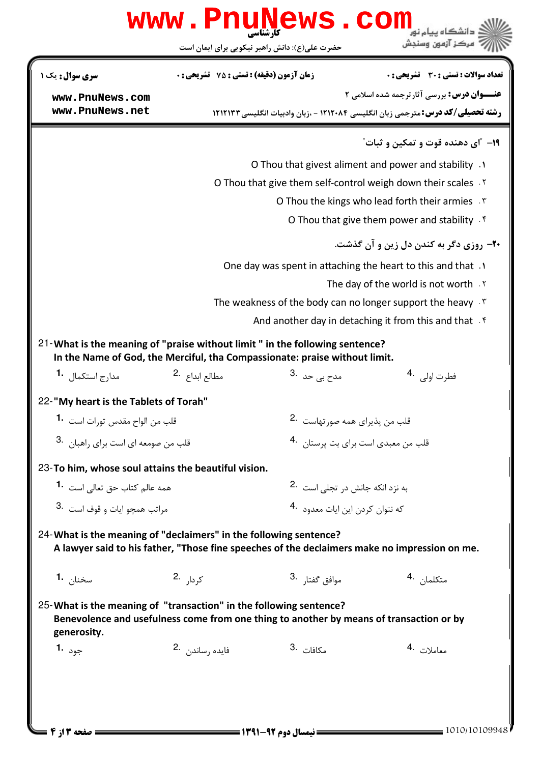**۱۹– "ای دهنده قوت و تمکین و ثبات"**

۱. O Thou that givest aliment and power and stability

۲. O Thou that give them self-control weigh down their scales

۳. O Thou the kings who lead forth their armies

۴. O Thou that give them power and stability

**۲۰– روزی دگر به کندن دل زین و آن گذشت.**

۱. One day was spent in attaching the heart to this and that

۲. The day of the world is not worth

۳. The weakness of the body can no longer support the heavy

۴. And another day in detaching it from this and that

21- **What is the meaning of "praise without limit " in the following sentence?**
**In the Name of God, the Merciful, tha Compassionate: praise without limit.**

1. مدارج استکمال
2. مطالع ابداع
3. مدح بی حد
4. فطرت اولی

22- **"My heart is the Tablets of Torah"**

1. قلب من الواح مقدس تورات است
2. قلب من پذیرای همه صورتهاست
3. قلب من صومعه ای است برای راهبان
4. قلب من معبدی است برای بت پرستان

23- **To him, whose soul attains the beautiful vision.**

1. همه عالم کتاب حق تعالی است
2. به نزد انکه جانش در تجلی است
3. مراتب همچو ایات و قوف است
4. که نتوان کردن این ایات معدوه

24- **What is the meaning of "declaimers" in the following sentence?**
**A lawyer said to his father, "Those fine speeches of the declaimers make no impression on me.**

1. سخنان
2. کردار
3. موافق گفتار
4. متکلمان

25- **What is the meaning of "transaction" in the following sentence?**
**Benevolence and usefulness come from one thing to another by means of transaction or by generosity.**

1. جود
2. فایده رساندن
3. مکافات
4. معاملات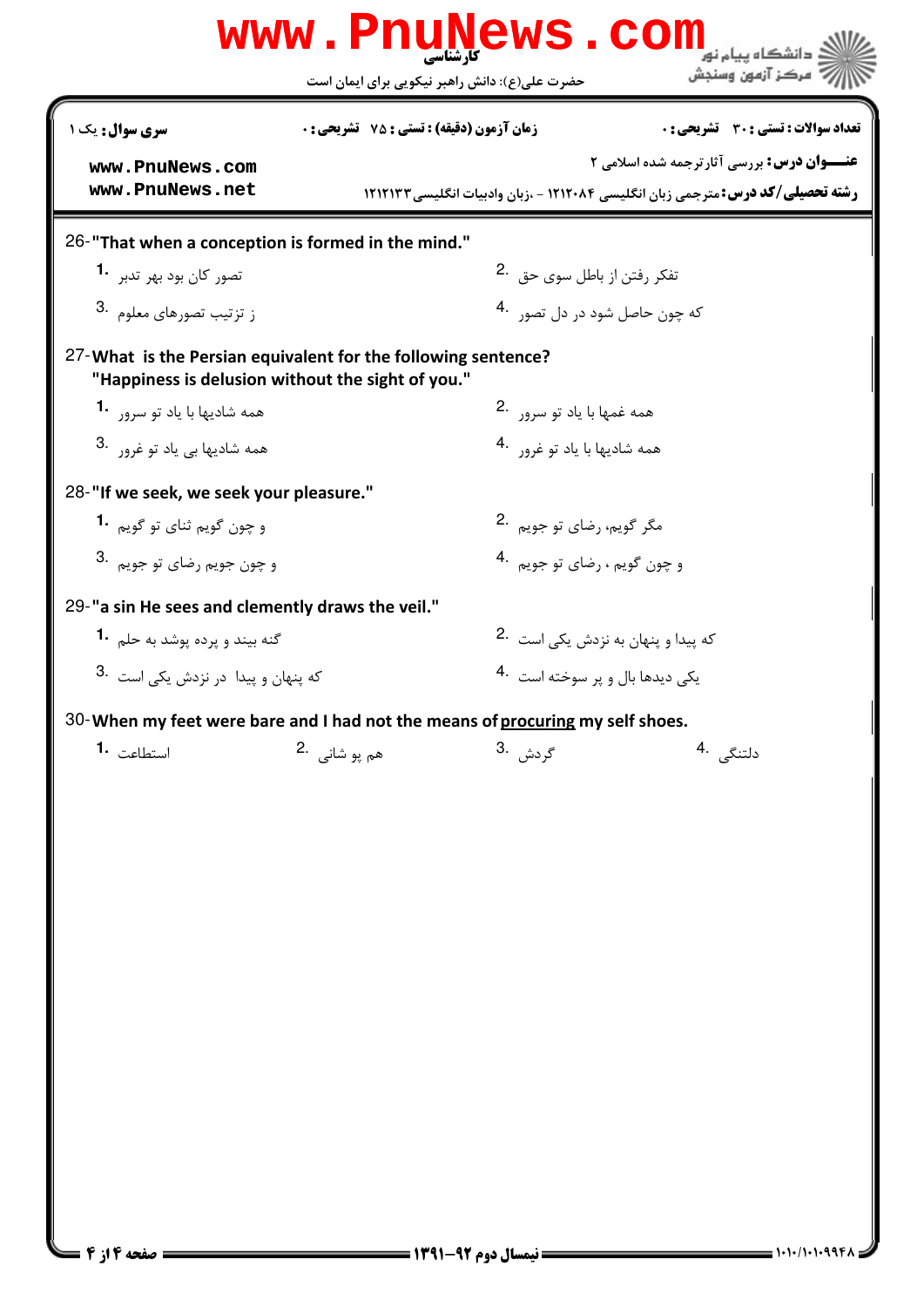**سری سوال:** یک ۱ | **زمان آزمون (دقیقه) : تستی :** ۷۵ **تشریحی :** ۰ | **تعداد سوالات : تستی :** ۳۰ **تشریحی :** ۰

**عنـــوان درس:** بررسی آثارترجمه شده اسلامی ۲

**رشته تحصیلی/کد درس:** مترجمی زبان انگلیسی ۱۲۱۲۰۸۴ - ،زبان وادبیات انگلیسی ۱۲۱۲۱۳۳

26- **"That when a conception is formed in the mind."**

1. تصور کان بود بهر تدبر
2. تفکر رفتن از باطل سوی حق
3. ز ترتیب تصورهای معلوم
4. که چون حاصل شود در دل تصور

27- **What is the Persian equivalent for the following sentence?**
**"Happiness is delusion without the sight of you."**

1. همه شادیها با یاد تو سرور
2. همه غمها با یاد تو سرور
3. همه شادیها بی یاد تو غرور
4. همه شادیها با یاد تو غرور

28- **"If we seek, we seek your pleasure."**

1. و چون گویم ثنای تو گویم
2. مگر گویم، رضای تو جویم
3. و چون جویم رضای تو جویم
4. و چون گویم ، رضای تو جویم

29- **"a sin He sees and clemently draws the veil."**

1. گنه بیند و پرده پوشد به حلم
2. که پیدا و پنهان به نزدش یکی است
3. که پنهان و پیدا در نزدش یکی است
4. یکی دیدها بال و پر سوخته است

30- **When my feet were bare and I had not the means of procuring my self shoes.**

1. استطاعت
2. هم پو شانی
3. گردش
4. دلتنگی